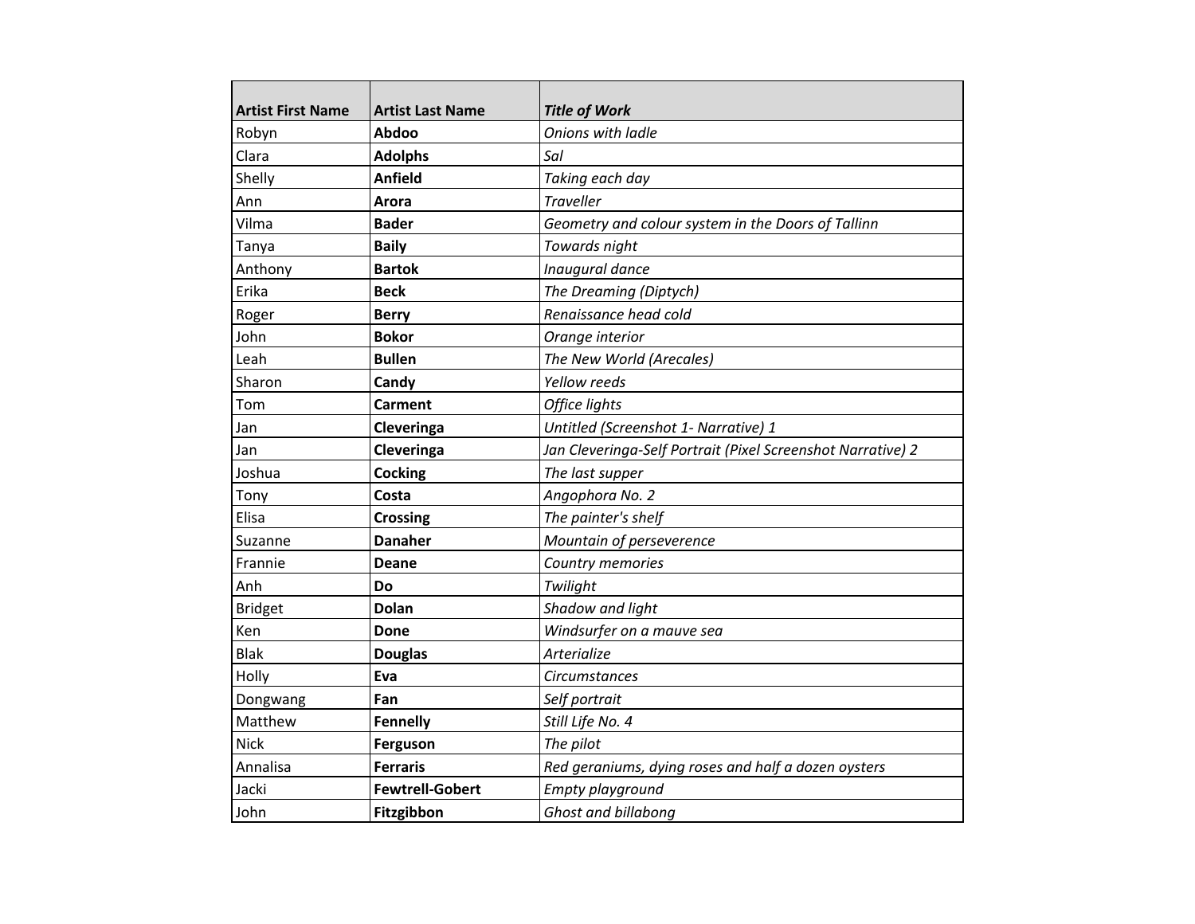| **Artist First Name** | **Artist Last Name** | ***Title of Work*** |
|---|---|---|
| Robyn | **Abdoo** | *Onions with ladle* |
| Clara | **Adolphs** | *Sal* |
| Shelly | **Anfield** | *Taking each day* |
| Ann | **Arora** | *Traveller* |
| Vilma | **Bader** | *Geometry and colour system in the Doors of Tallinn* |
| Tanya | **Baily** | *Towards night* |
| Anthony | **Bartok** | *Inaugural dance* |
| Erika | **Beck** | *The Dreaming (Diptych)* |
| Roger | **Berry** | *Renaissance head cold* |
| John | **Bokor** | *Orange interior* |
| Leah | **Bullen** | *The New World (Arecales)* |
| Sharon | **Candy** | *Yellow reeds* |
| Tom | **Carment** | *Office lights* |
| Jan | **Cleveringa** | *Untitled (Screenshot 1- Narrative) 1* |
| Jan | **Cleveringa** | *Jan Cleveringa-Self Portrait (Pixel Screenshot Narrative) 2* |
| Joshua | **Cocking** | *The last supper* |
| Tony | **Costa** | *Angophora No. 2* |
| Elisa | **Crossing** | *The painter's shelf* |
| Suzanne | **Danaher** | *Mountain of perseverence* |
| Frannie | **Deane** | *Country memories* |
| Anh | **Do** | *Twilight* |
| Bridget | **Dolan** | *Shadow and light* |
| Ken | **Done** | *Windsurfer on a mauve sea* |
| Blak | **Douglas** | *Arterialize* |
| Holly | **Eva** | *Circumstances* |
| Dongwang | **Fan** | *Self portrait* |
| Matthew | **Fennelly** | *Still Life No. 4* |
| Nick | **Ferguson** | *The pilot* |
| Annalisa | **Ferraris** | *Red geraniums, dying roses and half a dozen oysters* |
| Jacki | **Fewtrell-Gobert** | *Empty playground* |
| John | **Fitzgibbon** | *Ghost and billabong* |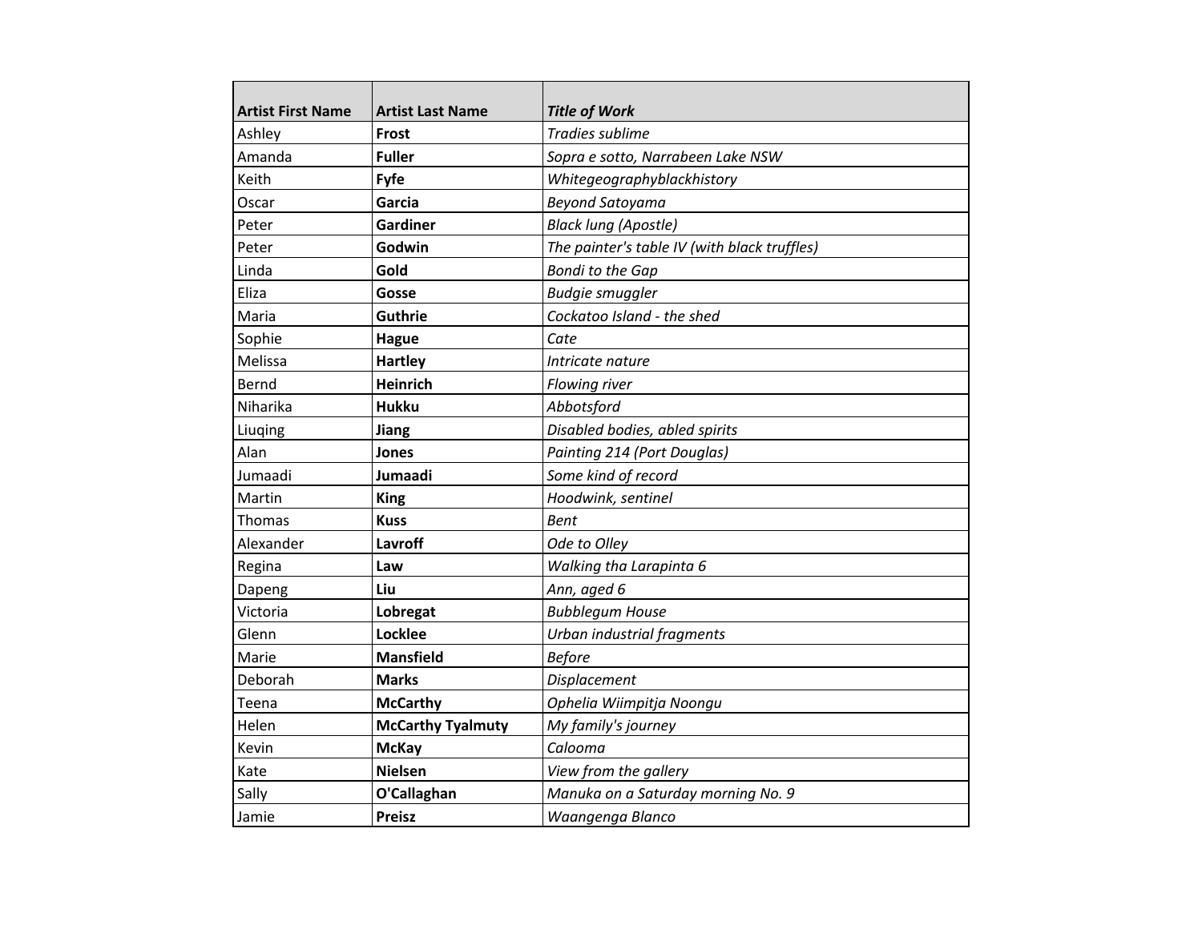| **Artist First Name** | **Artist Last Name** | ***Title of Work*** |
|---|---|---|
| Ashley | **Frost** | *Tradies sublime* |
| Amanda | **Fuller** | *Sopra e sotto, Narrabeen Lake NSW* |
| Keith | **Fyfe** | *Whitegeographyblackhistory* |
| Oscar | **Garcia** | *Beyond Satoyama* |
| Peter | **Gardiner** | *Black lung (Apostle)* |
| Peter | **Godwin** | *The painter's table IV (with black truffles)* |
| Linda | **Gold** | *Bondi to the Gap* |
| Eliza | **Gosse** | *Budgie smuggler* |
| Maria | **Guthrie** | *Cockatoo Island - the shed* |
| Sophie | **Hague** | *Cate* |
| Melissa | **Hartley** | *Intricate nature* |
| Bernd | **Heinrich** | *Flowing river* |
| Niharika | **Hukku** | *Abbotsford* |
| Liuqing | **Jiang** | *Disabled bodies, abled spirits* |
| Alan | **Jones** | *Painting 214 (Port Douglas)* |
| Jumaadi | **Jumaadi** | *Some kind of record* |
| Martin | **King** | *Hoodwink, sentinel* |
| Thomas | **Kuss** | *Bent* |
| Alexander | **Lavroff** | *Ode to Olley* |
| Regina | **Law** | *Walking tha Larapinta 6* |
| Dapeng | **Liu** | *Ann, aged 6* |
| Victoria | **Lobregat** | *Bubblegum House* |
| Glenn | **Locklee** | *Urban industrial fragments* |
| Marie | **Mansfield** | *Before* |
| Deborah | **Marks** | *Displacement* |
| Teena | **McCarthy** | *Ophelia Wiimpitja Noongu* |
| Helen | **McCarthy Tyalmuty** | *My family's journey* |
| Kevin | **McKay** | *Calooma* |
| Kate | **Nielsen** | *View from the gallery* |
| Sally | **O'Callaghan** | *Manuka on a Saturday morning No. 9* |
| Jamie | **Preisz** | *Waangenga Blanco* |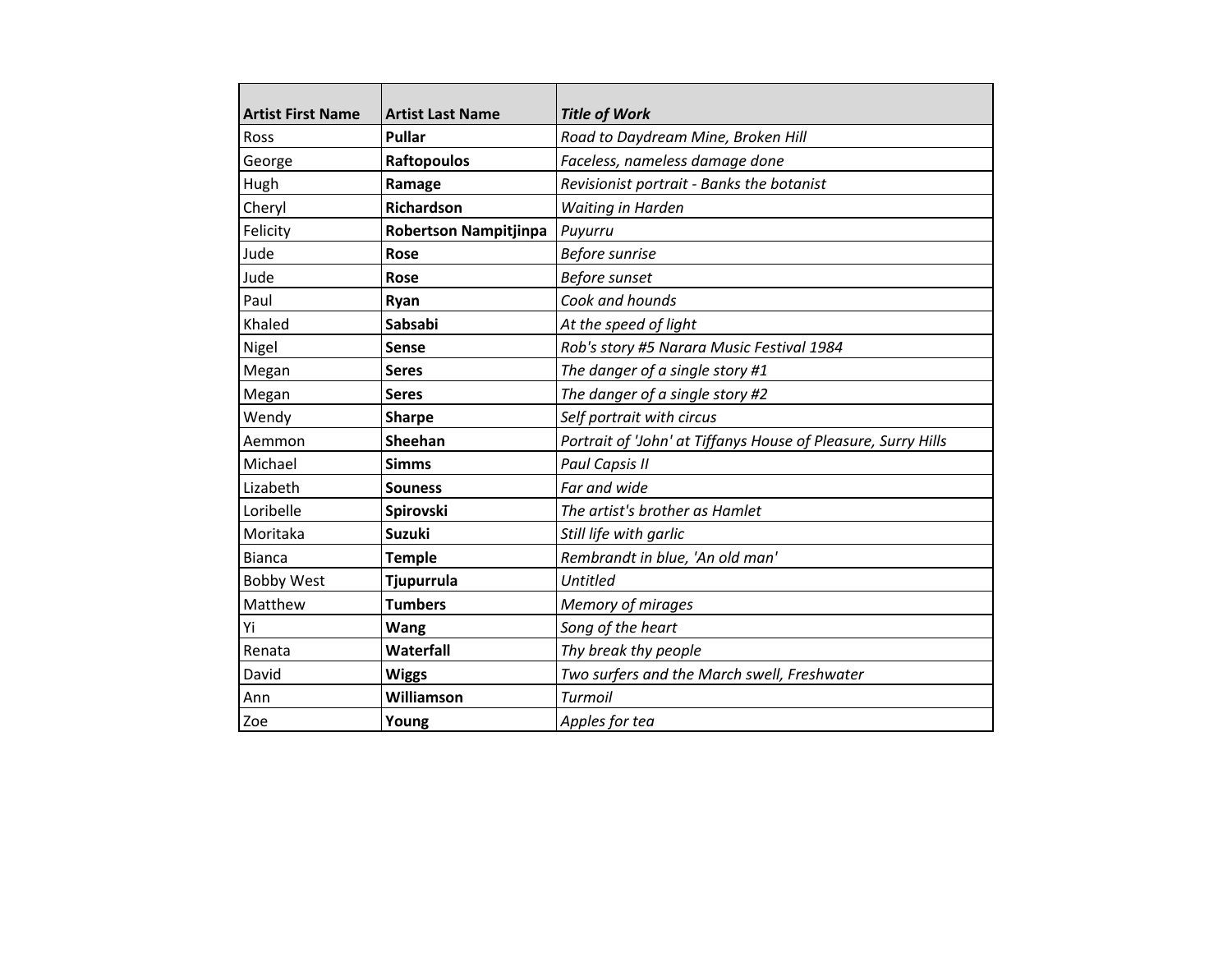| **Artist First Name** | **Artist Last Name** | ***Title of Work*** |
| --- | --- | --- |
| Ross | **Pullar** | *Road to Daydream Mine, Broken Hill* |
| George | **Raftopoulos** | *Faceless, nameless damage done* |
| Hugh | **Ramage** | *Revisionist portrait - Banks the botanist* |
| Cheryl | **Richardson** | *Waiting in Harden* |
| Felicity | **Robertson Nampitjinpa** | *Puyurru* |
| Jude | **Rose** | *Before sunrise* |
| Jude | **Rose** | *Before sunset* |
| Paul | **Ryan** | *Cook and hounds* |
| Khaled | **Sabsabi** | *At the speed of light* |
| Nigel | **Sense** | *Rob's story #5 Narara Music Festival 1984* |
| Megan | **Seres** | *The danger of a single story #1* |
| Megan | **Seres** | *The danger of a single story #2* |
| Wendy | **Sharpe** | *Self portrait with circus* |
| Aemmon | **Sheehan** | *Portrait of 'John' at Tiffanys House of Pleasure, Surry Hills* |
| Michael | **Simms** | *Paul Capsis II* |
| Lizabeth | **Souness** | *Far and wide* |
| Loribelle | **Spirovski** | *The artist's brother as Hamlet* |
| Moritaka | **Suzuki** | *Still life with garlic* |
| Bianca | **Temple** | *Rembrandt in blue, 'An old man'* |
| Bobby West | **Tjupurrula** | *Untitled* |
| Matthew | **Tumbers** | *Memory of mirages* |
| Yi | **Wang** | *Song of the heart* |
| Renata | **Waterfall** | *Thy break thy people* |
| David | **Wiggs** | *Two surfers and the March swell, Freshwater* |
| Ann | **Williamson** | *Turmoil* |
| Zoe | **Young** | *Apples for tea* |